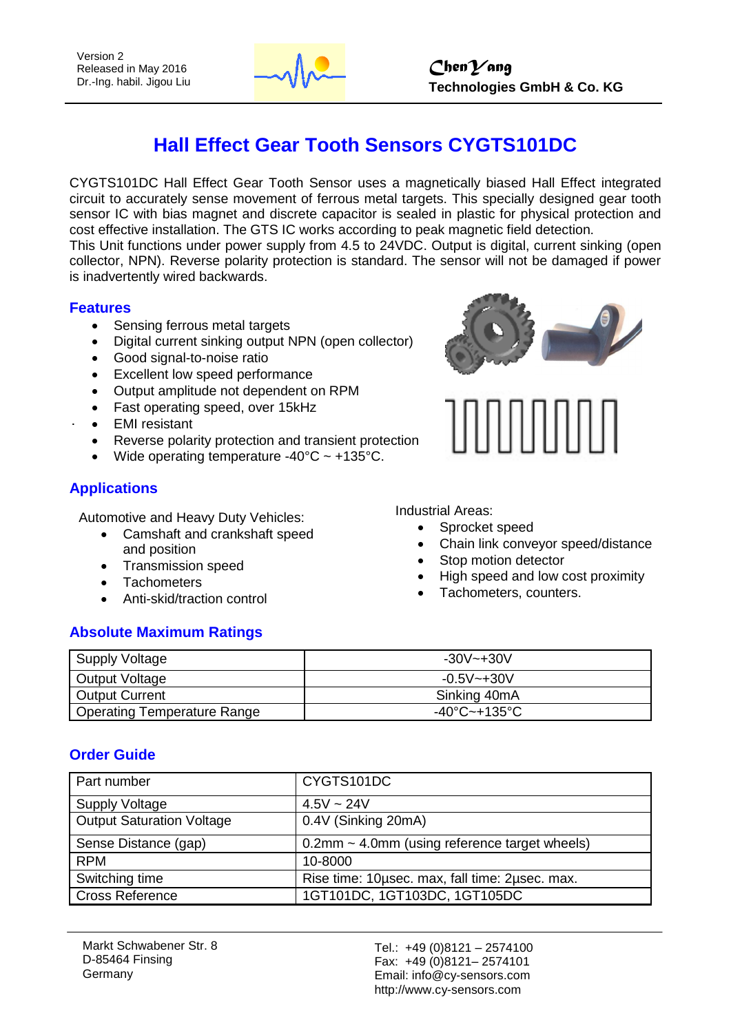Version 2
Released in May 2016
Dr.-Ing. habil. Jigou Liu

**ChenYang**
**Technologies GmbH & Co. KG**

# Hall Effect Gear Tooth Sensors CYGTS101DC

CYGTS101DC Hall Effect Gear Tooth Sensor uses a magnetically biased Hall Effect integrated circuit to accurately sense movement of ferrous metal targets. This specially designed gear tooth sensor IC with bias magnet and discrete capacitor is sealed in plastic for physical protection and cost effective installation. The GTS IC works according to peak magnetic field detection.
This Unit functions under power supply from 4.5 to 24VDC. Output is digital, current sinking (open collector, NPN). Reverse polarity protection is standard. The sensor will not be damaged if power is inadvertently wired backwards.

## Features

- Sensing ferrous metal targets
- Digital current sinking output NPN (open collector)
- Good signal-to-noise ratio
- Excellent low speed performance
- Output amplitude not dependent on RPM
- Fast operating speed, over 15kHz
- EMI resistant
- Reverse polarity protection and transient protection
- Wide operating temperature -40°C ~ +135°C.

## Applications

Automotive and Heavy Duty Vehicles:

- Camshaft and crankshaft speed and position
- Transmission speed
- Tachometers
- Anti-skid/traction control

Industrial Areas:

- Sprocket speed
- Chain link conveyor speed/distance
- Stop motion detector
- High speed and low cost proximity
- Tachometers, counters.

## Absolute Maximum Ratings

| Supply Voltage | -30V~+30V |
|---|---|
| Output Voltage | -0.5V~+30V |
| Output Current | Sinking 40mA |
| Operating Temperature Range | -40°C~+135°C |

## Order Guide

| Part number | CYGTS101DC |
|---|---|
| Supply Voltage | 4.5V ~ 24V |
| Output Saturation Voltage | 0.4V (Sinking 20mA) |
| Sense Distance (gap) | 0.2mm ~ 4.0mm (using reference target wheels) |
| RPM | 10-8000 |
| Switching time | Rise time: 10µsec. max, fall time: 2µsec. max. |
| Cross Reference | 1GT101DC, 1GT103DC, 1GT105DC |

Markt Schwabener Str. 8
D-85464 Finsing
Germany

Tel.: +49 (0)8121 – 2574100
Fax: +49 (0)8121– 2574101
Email: info@cy-sensors.com
http://www.cy-sensors.com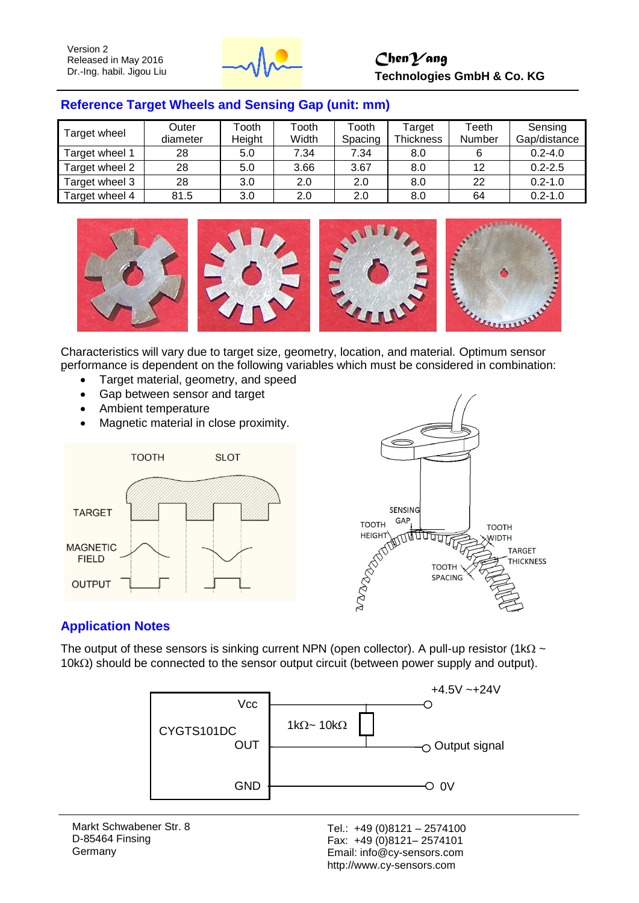## Reference Target Wheels and Sensing Gap (unit: mm)

| Target wheel | Outer diameter | Tooth Height | Tooth Width | Tooth Spacing | Target Thickness | Teeth Number | Sensing Gap/distance |
|---|---|---|---|---|---|---|---|
| Target wheel 1 | 28 | 5.0 | 7.34 | 7.34 | 8.0 | 6 | 0.2-4.0 |
| Target wheel 2 | 28 | 5.0 | 3.66 | 3.67 | 8.0 | 12 | 0.2-2.5 |
| Target wheel 3 | 28 | 3.0 | 2.0 | 2.0 | 8.0 | 22 | 0.2-1.0 |
| Target wheel 4 | 81.5 | 3.0 | 2.0 | 2.0 | 8.0 | 64 | 0.2-1.0 |

Characteristics will vary due to target size, geometry, location, and material. Optimum sensor performance is dependent on the following variables which must be considered in combination:

- Target material, geometry, and speed
- Gap between sensor and target
- Ambient temperature
- Magnetic material in close proximity.

## Application Notes

The output of these sensors is sinking current NPN (open collector). A pull-up resistor (1kΩ ~ 10kΩ) should be connected to the sensor output circuit (between power supply and output).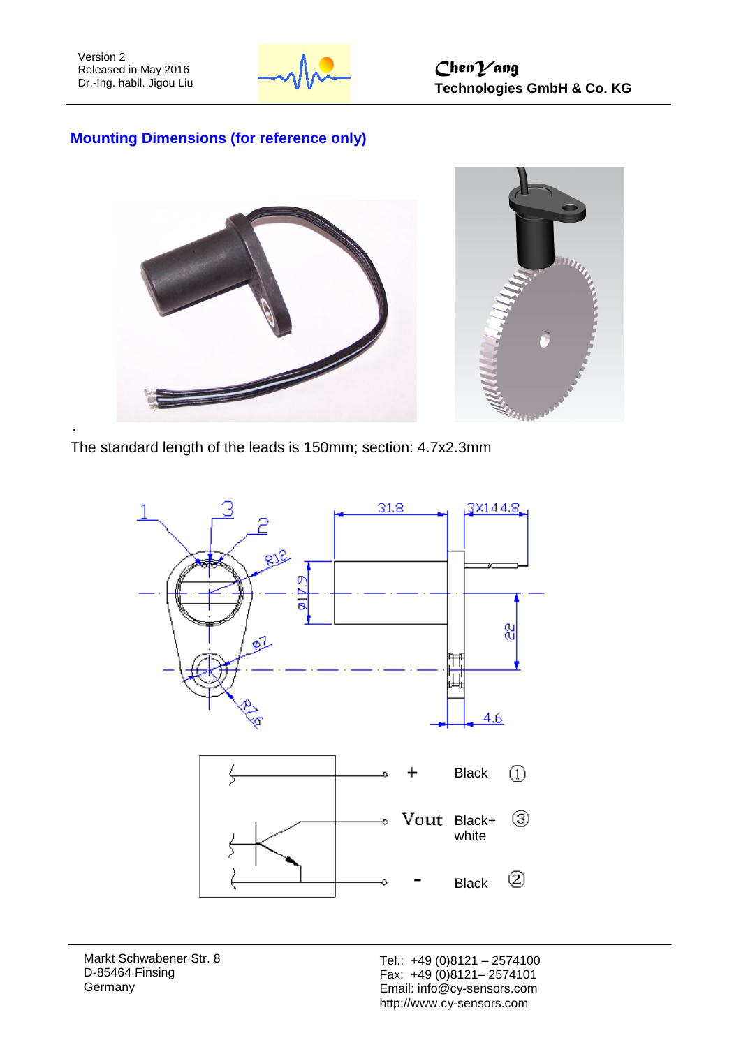## Mounting Dimensions (for reference only)

.

The standard length of the leads is 150mm; section: 4.7x2.3mm

1
3
2
R12
Ø17.9
31.8
3x144.8
22
Ø7
R7.6
4.6

+ Black ①

Vout Black+ white ③

- Black ②